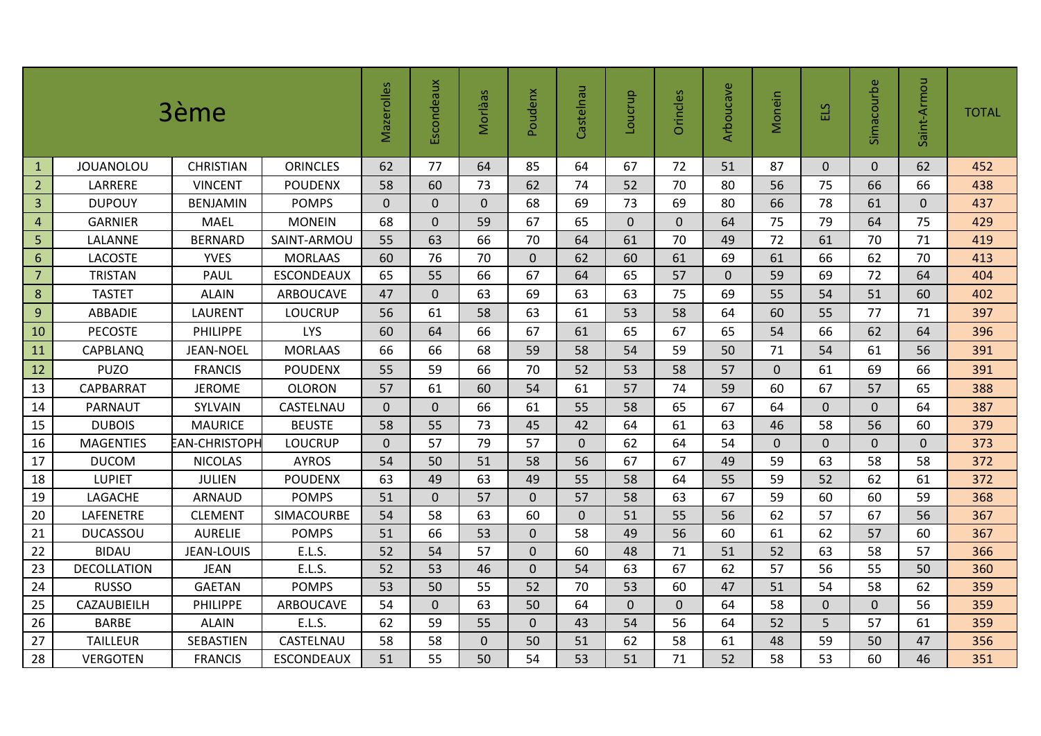| 3ème | | | | Mazerolles | Escondeaux | Morlàas | Poudenx | Castelnau | Loucrup | Orincles | Arboucave | Monein | ELS | Simacourbe | Saint-Armou | TOTAL |
|---|---|---|---|---|---|---|---|---|---|---|---|---|---|---|---|---|
| 1 | JOUANOLOU | CHRISTIAN | ORINCLES | 62 | 77 | 64 | 85 | 64 | 67 | 72 | 51 | 87 | 0 | 0 | 62 | 452 |
| 2 | LARRERE | VINCENT | POUDENX | 58 | 60 | 73 | 62 | 74 | 52 | 70 | 80 | 56 | 75 | 66 | 66 | 438 |
| 3 | DUPOUY | BENJAMIN | POMPS | 0 | 0 | 0 | 68 | 69 | 73 | 69 | 80 | 66 | 78 | 61 | 0 | 437 |
| 4 | GARNIER | MAEL | MONEIN | 68 | 0 | 59 | 67 | 65 | 0 | 0 | 64 | 75 | 79 | 64 | 75 | 429 |
| 5 | LALANNE | BERNARD | SAINT-ARMOU | 55 | 63 | 66 | 70 | 64 | 61 | 70 | 49 | 72 | 61 | 70 | 71 | 419 |
| 6 | LACOSTE | YVES | MORLAAS | 60 | 76 | 70 | 0 | 62 | 60 | 61 | 69 | 61 | 66 | 62 | 70 | 413 |
| 7 | TRISTAN | PAUL | ESCONDEAUX | 65 | 55 | 66 | 67 | 64 | 65 | 57 | 0 | 59 | 69 | 72 | 64 | 404 |
| 8 | TASTET | ALAIN | ARBOUCAVE | 47 | 0 | 63 | 69 | 63 | 63 | 75 | 69 | 55 | 54 | 51 | 60 | 402 |
| 9 | ABBADIE | LAURENT | LOUCRUP | 56 | 61 | 58 | 63 | 61 | 53 | 58 | 64 | 60 | 55 | 77 | 71 | 397 |
| 10 | PECOSTE | PHILIPPE | LYS | 60 | 64 | 66 | 67 | 61 | 65 | 67 | 65 | 54 | 66 | 62 | 64 | 396 |
| 11 | CAPBLANQ | JEAN-NOEL | MORLAAS | 66 | 66 | 68 | 59 | 58 | 54 | 59 | 50 | 71 | 54 | 61 | 56 | 391 |
| 12 | PUZO | FRANCIS | POUDENX | 55 | 59 | 66 | 70 | 52 | 53 | 58 | 57 | 0 | 61 | 69 | 66 | 391 |
| 13 | CAPBARRAT | JEROME | OLORON | 57 | 61 | 60 | 54 | 61 | 57 | 74 | 59 | 60 | 67 | 57 | 65 | 388 |
| 14 | PARNAUT | SYLVAIN | CASTELNAU | 0 | 0 | 66 | 61 | 55 | 58 | 65 | 67 | 64 | 0 | 0 | 64 | 387 |
| 15 | DUBOIS | MAURICE | BEUSTE | 58 | 55 | 73 | 45 | 42 | 64 | 61 | 63 | 46 | 58 | 56 | 60 | 379 |
| 16 | MAGENTIES | EAN-CHRISTOPH | LOUCRUP | 0 | 57 | 79 | 57 | 0 | 62 | 64 | 54 | 0 | 0 | 0 | 0 | 373 |
| 17 | DUCOM | NICOLAS | AYROS | 54 | 50 | 51 | 58 | 56 | 67 | 67 | 49 | 59 | 63 | 58 | 58 | 372 |
| 18 | LUPIET | JULIEN | POUDENX | 63 | 49 | 63 | 49 | 55 | 58 | 64 | 55 | 59 | 52 | 62 | 61 | 372 |
| 19 | LAGACHE | ARNAUD | POMPS | 51 | 0 | 57 | 0 | 57 | 58 | 63 | 67 | 59 | 60 | 60 | 59 | 368 |
| 20 | LAFENETRE | CLEMENT | SIMACOURBE | 54 | 58 | 63 | 60 | 0 | 51 | 55 | 56 | 62 | 57 | 67 | 56 | 367 |
| 21 | DUCASSOU | AURELIE | POMPS | 51 | 66 | 53 | 0 | 58 | 49 | 56 | 60 | 61 | 62 | 57 | 60 | 367 |
| 22 | BIDAU | JEAN-LOUIS | E.L.S. | 52 | 54 | 57 | 0 | 60 | 48 | 71 | 51 | 52 | 63 | 58 | 57 | 366 |
| 23 | DECOLLATION | JEAN | E.L.S. | 52 | 53 | 46 | 0 | 54 | 63 | 67 | 62 | 57 | 56 | 55 | 50 | 360 |
| 24 | RUSSO | GAETAN | POMPS | 53 | 50 | 55 | 52 | 70 | 53 | 60 | 47 | 51 | 54 | 58 | 62 | 359 |
| 25 | CAZAUBIEILH | PHILIPPE | ARBOUCAVE | 54 | 0 | 63 | 50 | 64 | 0 | 0 | 64 | 58 | 0 | 0 | 56 | 359 |
| 26 | BARBE | ALAIN | E.L.S. | 62 | 59 | 55 | 0 | 43 | 54 | 56 | 64 | 52 | 5 | 57 | 61 | 359 |
| 27 | TAILLEUR | SEBASTIEN | CASTELNAU | 58 | 58 | 0 | 50 | 51 | 62 | 58 | 61 | 48 | 59 | 50 | 47 | 356 |
| 28 | VERGOTEN | FRANCIS | ESCONDEAUX | 51 | 55 | 50 | 54 | 53 | 51 | 71 | 52 | 58 | 53 | 60 | 46 | 351 |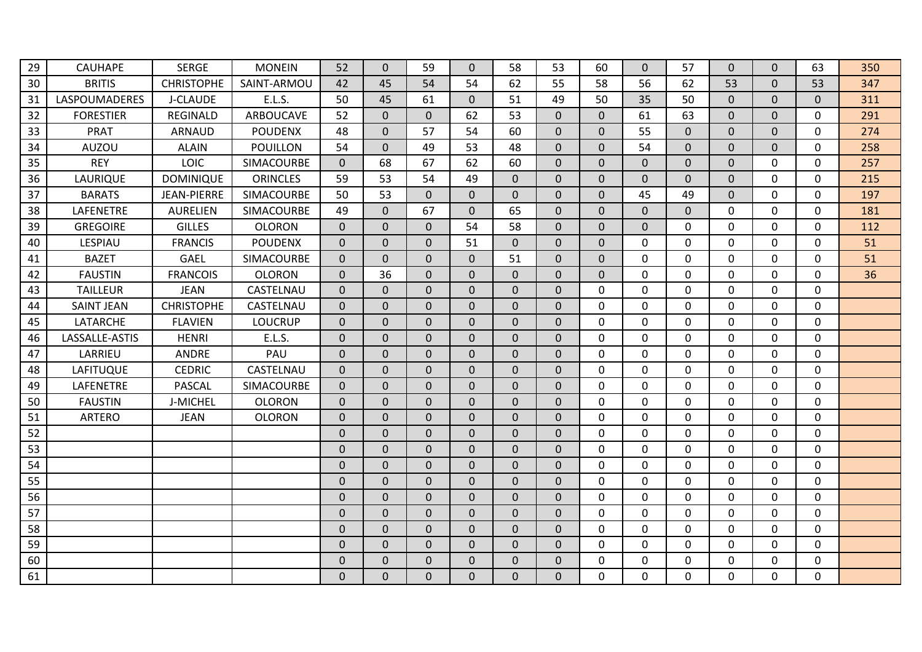| | | | | | | | | | | | | | | | | |
|---|---|---|---|---|---|---|---|---|---|---|---|---|---|---|---|---|
| 29 | CAUHAPE | SERGE | MONEIN | 52 | 0 | 59 | 0 | 58 | 53 | 60 | 0 | 57 | 0 | 0 | 63 | 350 |
| 30 | BRITIS | CHRISTOPHE | SAINT-ARMOU | 42 | 45 | 54 | 54 | 62 | 55 | 58 | 56 | 62 | 53 | 0 | 53 | 347 |
| 31 | LASPOUMADERES | J-CLAUDE | E.L.S. | 50 | 45 | 61 | 0 | 51 | 49 | 50 | 35 | 50 | 0 | 0 | 0 | 311 |
| 32 | FORESTIER | REGINALD | ARBOUCAVE | 52 | 0 | 0 | 62 | 53 | 0 | 0 | 61 | 63 | 0 | 0 | 0 | 291 |
| 33 | PRAT | ARNAUD | POUDENX | 48 | 0 | 57 | 54 | 60 | 0 | 0 | 55 | 0 | 0 | 0 | 0 | 274 |
| 34 | AUZOU | ALAIN | POUILLON | 54 | 0 | 49 | 53 | 48 | 0 | 0 | 54 | 0 | 0 | 0 | 0 | 258 |
| 35 | REY | LOIC | SIMACOURBE | 0 | 68 | 67 | 62 | 60 | 0 | 0 | 0 | 0 | 0 | 0 | 0 | 257 |
| 36 | LAURIQUE | DOMINIQUE | ORINCLES | 59 | 53 | 54 | 49 | 0 | 0 | 0 | 0 | 0 | 0 | 0 | 0 | 215 |
| 37 | BARATS | JEAN-PIERRE | SIMACOURBE | 50 | 53 | 0 | 0 | 0 | 0 | 0 | 45 | 49 | 0 | 0 | 0 | 197 |
| 38 | LAFENETRE | AURELIEN | SIMACOURBE | 49 | 0 | 67 | 0 | 65 | 0 | 0 | 0 | 0 | 0 | 0 | 0 | 181 |
| 39 | GREGOIRE | GILLES | OLORON | 0 | 0 | 0 | 54 | 58 | 0 | 0 | 0 | 0 | 0 | 0 | 0 | 112 |
| 40 | LESPIAU | FRANCIS | POUDENX | 0 | 0 | 0 | 51 | 0 | 0 | 0 | 0 | 0 | 0 | 0 | 0 | 51 |
| 41 | BAZET | GAEL | SIMACOURBE | 0 | 0 | 0 | 0 | 51 | 0 | 0 | 0 | 0 | 0 | 0 | 0 | 51 |
| 42 | FAUSTIN | FRANCOIS | OLORON | 0 | 36 | 0 | 0 | 0 | 0 | 0 | 0 | 0 | 0 | 0 | 0 | 36 |
| 43 | TAILLEUR | JEAN | CASTELNAU | 0 | 0 | 0 | 0 | 0 | 0 | 0 | 0 | 0 | 0 | 0 | 0 | |
| 44 | SAINT JEAN | CHRISTOPHE | CASTELNAU | 0 | 0 | 0 | 0 | 0 | 0 | 0 | 0 | 0 | 0 | 0 | 0 | |
| 45 | LATARCHE | FLAVIEN | LOUCRUP | 0 | 0 | 0 | 0 | 0 | 0 | 0 | 0 | 0 | 0 | 0 | 0 | |
| 46 | LASSALLE-ASTIS | HENRI | E.L.S. | 0 | 0 | 0 | 0 | 0 | 0 | 0 | 0 | 0 | 0 | 0 | 0 | |
| 47 | LARRIEU | ANDRE | PAU | 0 | 0 | 0 | 0 | 0 | 0 | 0 | 0 | 0 | 0 | 0 | 0 | |
| 48 | LAFITUQUE | CEDRIC | CASTELNAU | 0 | 0 | 0 | 0 | 0 | 0 | 0 | 0 | 0 | 0 | 0 | 0 | |
| 49 | LAFENETRE | PASCAL | SIMACOURBE | 0 | 0 | 0 | 0 | 0 | 0 | 0 | 0 | 0 | 0 | 0 | 0 | |
| 50 | FAUSTIN | J-MICHEL | OLORON | 0 | 0 | 0 | 0 | 0 | 0 | 0 | 0 | 0 | 0 | 0 | 0 | |
| 51 | ARTERO | JEAN | OLORON | 0 | 0 | 0 | 0 | 0 | 0 | 0 | 0 | 0 | 0 | 0 | 0 | |
| 52 | | | | 0 | 0 | 0 | 0 | 0 | 0 | 0 | 0 | 0 | 0 | 0 | 0 | |
| 53 | | | | 0 | 0 | 0 | 0 | 0 | 0 | 0 | 0 | 0 | 0 | 0 | 0 | |
| 54 | | | | 0 | 0 | 0 | 0 | 0 | 0 | 0 | 0 | 0 | 0 | 0 | 0 | |
| 55 | | | | 0 | 0 | 0 | 0 | 0 | 0 | 0 | 0 | 0 | 0 | 0 | 0 | |
| 56 | | | | 0 | 0 | 0 | 0 | 0 | 0 | 0 | 0 | 0 | 0 | 0 | 0 | |
| 57 | | | | 0 | 0 | 0 | 0 | 0 | 0 | 0 | 0 | 0 | 0 | 0 | 0 | |
| 58 | | | | 0 | 0 | 0 | 0 | 0 | 0 | 0 | 0 | 0 | 0 | 0 | 0 | |
| 59 | | | | 0 | 0 | 0 | 0 | 0 | 0 | 0 | 0 | 0 | 0 | 0 | 0 | |
| 60 | | | | 0 | 0 | 0 | 0 | 0 | 0 | 0 | 0 | 0 | 0 | 0 | 0 | |
| 61 | | | | 0 | 0 | 0 | 0 | 0 | 0 | 0 | 0 | 0 | 0 | 0 | 0 | |